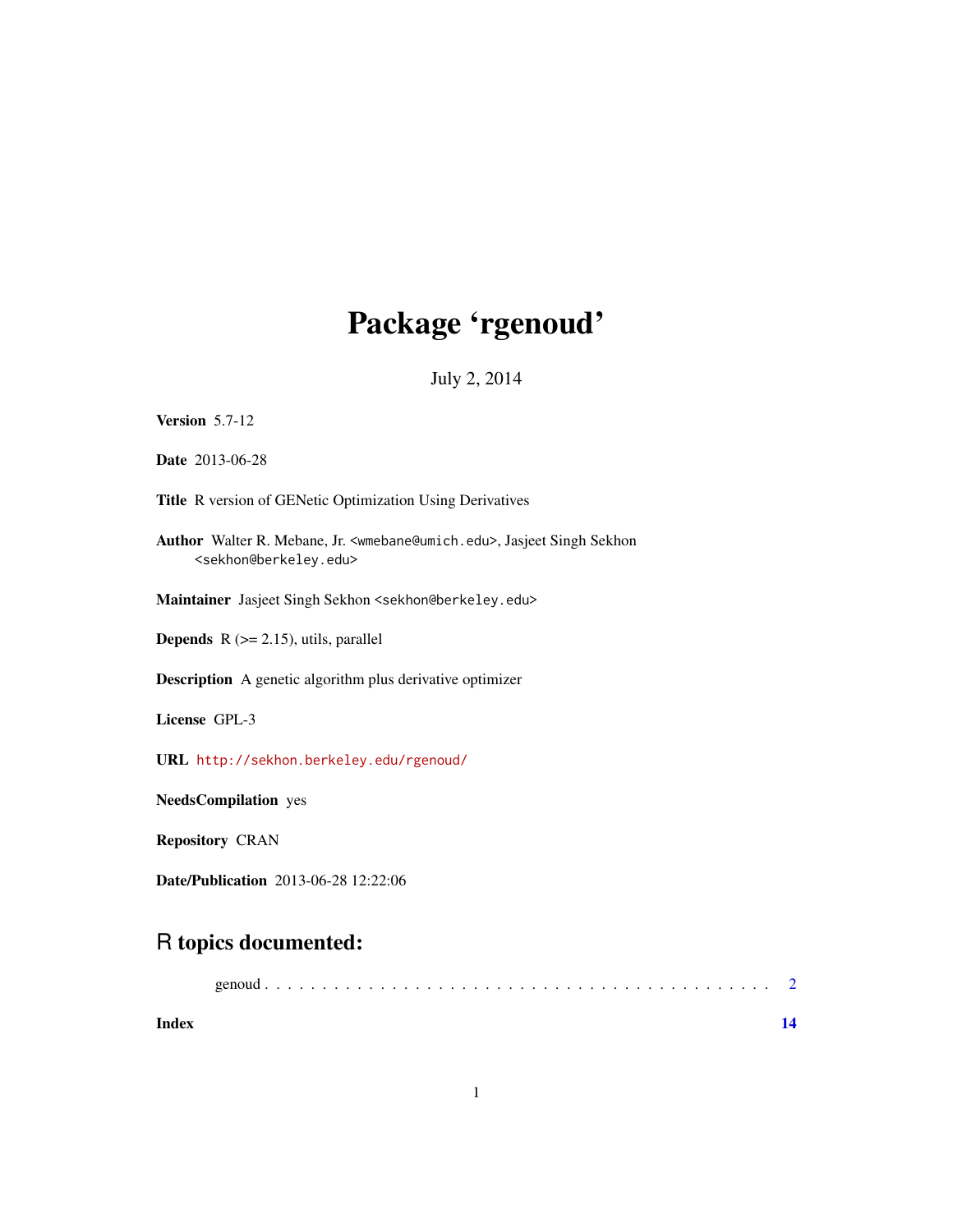# Package 'rgenoud'

July 2, 2014

**Version** 5.7-12

**Date** 2013-06-28

**Title** R version of GENetic Optimization Using Derivatives

**Author** Walter R. Mebane, Jr. <wmebane@umich.edu>, Jasjeet Singh Sekhon <sekhon@berkeley.edu>

**Maintainer** Jasjeet Singh Sekhon <sekhon@berkeley.edu>

**Depends** R (>= 2.15), utils, parallel

**Description** A genetic algorithm plus derivative optimizer

**License** GPL-3

**URL** http://sekhon.berkeley.edu/rgenoud/

**NeedsCompilation** yes

**Repository** CRAN

**Date/Publication** 2013-06-28 12:22:06

## R topics documented:

genoud . . . . . . . . . . . . . . . . . . . . . . . . . . . . . . . . . . . . . . . . . . . . 2

**Index** **14**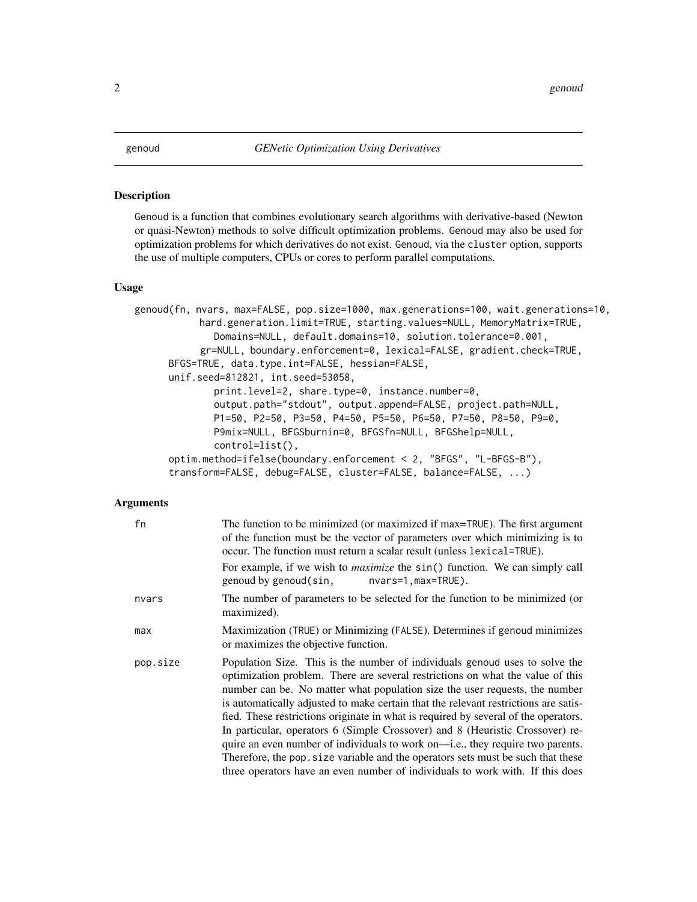## genoud — *GENetic Optimization Using Derivatives*

### Description

Genoud is a function that combines evolutionary search algorithms with derivative-based (Newton or quasi-Newton) methods to solve difficult optimization problems. Genoud may also be used for optimization problems for which derivatives do not exist. Genoud, via the cluster option, supports the use of multiple computers, CPUs or cores to perform parallel computations.

### Usage

```
genoud(fn, nvars, max=FALSE, pop.size=1000, max.generations=100, wait.generations=10,
          hard.generation.limit=TRUE, starting.values=NULL, MemoryMatrix=TRUE,
             Domains=NULL, default.domains=10, solution.tolerance=0.001,
          gr=NULL, boundary.enforcement=0, lexical=FALSE, gradient.check=TRUE,
      BFGS=TRUE, data.type.int=FALSE, hessian=FALSE,
      unif.seed=812821, int.seed=53058,
             print.level=2, share.type=0, instance.number=0,
             output.path="stdout", output.append=FALSE, project.path=NULL,
             P1=50, P2=50, P3=50, P4=50, P5=50, P6=50, P7=50, P8=50, P9=0,
             P9mix=NULL, BFGSburnin=0, BFGSfn=NULL, BFGShelp=NULL,
             control=list(),
      optim.method=ifelse(boundary.enforcement < 2, "BFGS", "L-BFGS-B"),
      transform=FALSE, debug=FALSE, cluster=FALSE, balance=FALSE, ...)
```

### Arguments

`fn` The function to be minimized (or maximized if max=TRUE). The first argument of the function must be the vector of parameters over which minimizing is to occur. The function must return a scalar result (unless lexical=TRUE).

For example, if we wish to *maximize* the sin() function. We can simply call genoud by genoud(sin, nvars=1,max=TRUE).

`nvars` The number of parameters to be selected for the function to be minimized (or maximized).

`max` Maximization (TRUE) or Minimizing (FALSE). Determines if genoud minimizes or maximizes the objective function.

`pop.size` Population Size. This is the number of individuals genoud uses to solve the optimization problem. There are several restrictions on what the value of this number can be. No matter what population size the user requests, the number is automatically adjusted to make certain that the relevant restrictions are satisfied. These restrictions originate in what is required by several of the operators. In particular, operators 6 (Simple Crossover) and 8 (Heuristic Crossover) require an even number of individuals to work on—i.e., they require two parents. Therefore, the pop.size variable and the operators sets must be such that these three operators have an even number of individuals to work with. If this does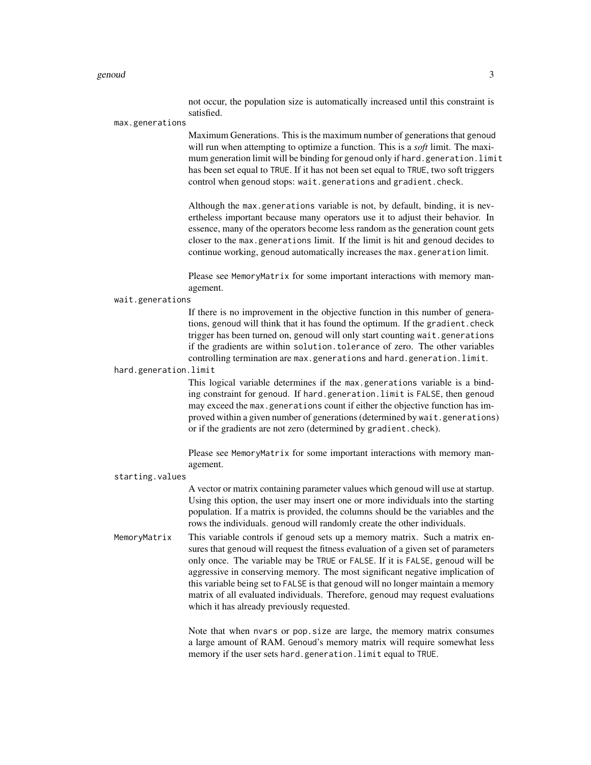not occur, the population size is automatically increased until this constraint is satisfied.

`max.generations`
: Maximum Generations. This is the maximum number of generations that genoud will run when attempting to optimize a function. This is a *soft* limit. The maximum generation limit will be binding for genoud only if `hard.generation.limit` has been set equal to `TRUE`. If it has not been set equal to `TRUE`, two soft triggers control when genoud stops: `wait.generations` and `gradient.check`.

  Although the `max.generations` variable is not, by default, binding, it is nevertheless important because many operators use it to adjust their behavior. In essence, many of the operators become less random as the generation count gets closer to the `max.generations` limit. If the limit is hit and genoud decides to continue working, genoud automatically increases the `max.generation` limit.

  Please see `MemoryMatrix` for some important interactions with memory management.

`wait.generations`
: If there is no improvement in the objective function in this number of generations, genoud will think that it has found the optimum. If the `gradient.check` trigger has been turned on, genoud will only start counting `wait.generations` if the gradients are within `solution.tolerance` of zero. The other variables controlling termination are `max.generations` and `hard.generation.limit`.

`hard.generation.limit`
: This logical variable determines if the `max.generations` variable is a binding constraint for genoud. If `hard.generation.limit` is `FALSE`, then genoud may exceed the `max.generations` count if either the objective function has improved within a given number of generations (determined by `wait.generations`) or if the gradients are not zero (determined by `gradient.check`).

  Please see `MemoryMatrix` for some important interactions with memory management.

`starting.values`
: A vector or matrix containing parameter values which genoud will use at startup. Using this option, the user may insert one or more individuals into the starting population. If a matrix is provided, the columns should be the variables and the rows the individuals. genoud will randomly create the other individuals.

`MemoryMatrix`
: This variable controls if genoud sets up a memory matrix. Such a matrix ensures that genoud will request the fitness evaluation of a given set of parameters only once. The variable may be `TRUE` or `FALSE`. If it is `FALSE`, genoud will be aggressive in conserving memory. The most significant negative implication of this variable being set to `FALSE` is that genoud will no longer maintain a memory matrix of all evaluated individuals. Therefore, genoud may request evaluations which it has already previously requested.

  Note that when `nvars` or `pop.size` are large, the memory matrix consumes a large amount of RAM. Genoud's memory matrix will require somewhat less memory if the user sets `hard.generation.limit` equal to `TRUE`.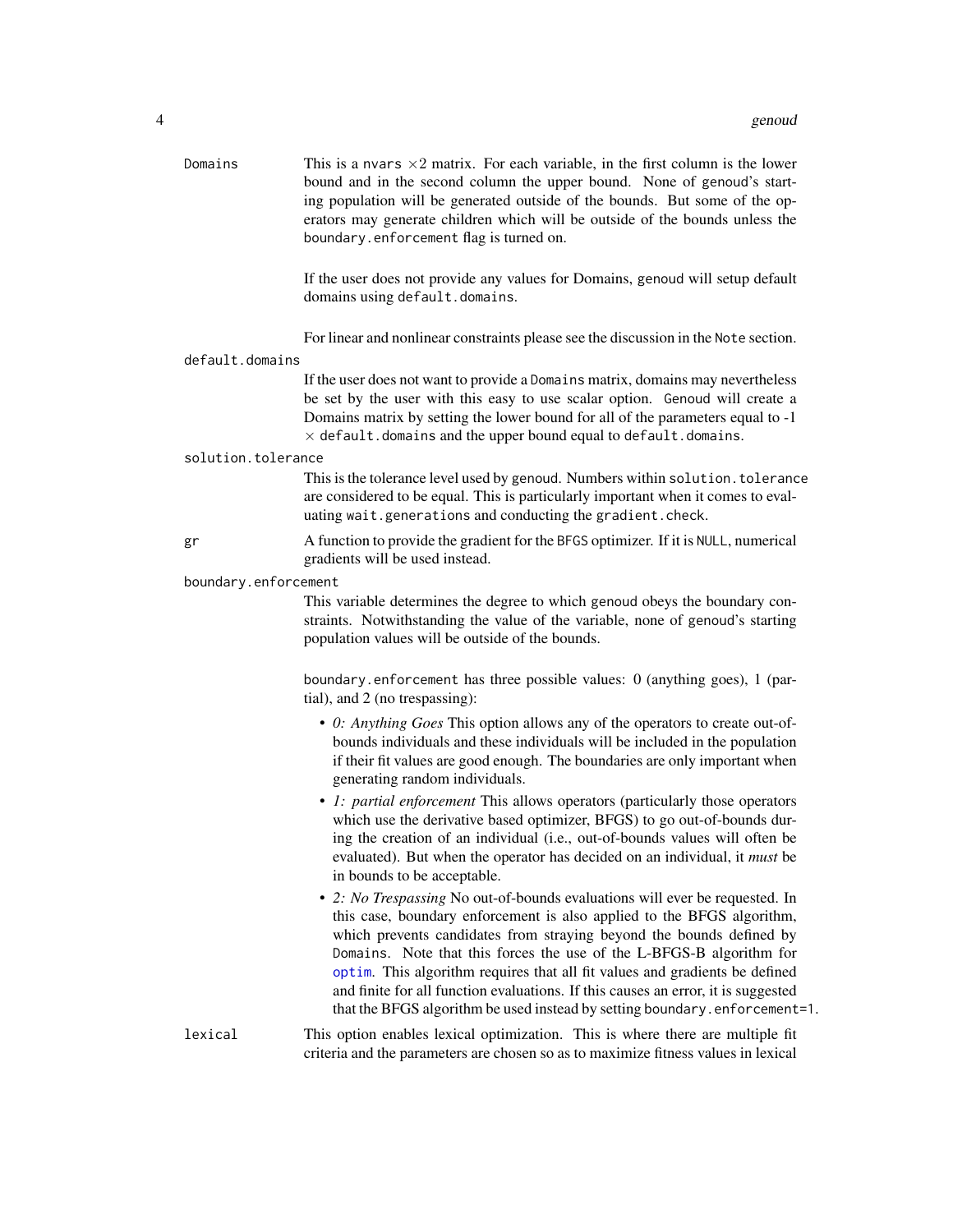**Domains** This is a `nvars` $\times 2$ matrix. For each variable, in the first column is the lower bound and in the second column the upper bound. None of genoud's starting population will be generated outside of the bounds. But some of the operators may generate children which will be outside of the bounds unless the `boundary.enforcement` flag is turned on.

If the user does not provide any values for Domains, genoud will setup default domains using `default.domains`.

For linear and nonlinear constraints please see the discussion in the `Note` section.

**default.domains** If the user does not want to provide a `Domains` matrix, domains may nevertheless be set by the user with this easy to use scalar option. Genoud will create a Domains matrix by setting the lower bound for all of the parameters equal to -1 $\times$ `default.domains` and the upper bound equal to `default.domains`.

**solution.tolerance** This is the tolerance level used by genoud. Numbers within `solution.tolerance` are considered to be equal. This is particularly important when it comes to evaluating `wait.generations` and conducting the `gradient.check`.

**gr** A function to provide the gradient for the `BFGS` optimizer. If it is `NULL`, numerical gradients will be used instead.

**boundary.enforcement** This variable determines the degree to which genoud obeys the boundary constraints. Notwithstanding the value of the variable, none of genoud's starting population values will be outside of the bounds.

`boundary.enforcement` has three possible values: 0 (anything goes), 1 (partial), and 2 (no trespassing):

- *0: Anything Goes* This option allows any of the operators to create out-of-bounds individuals and these individuals will be included in the population if their fit values are good enough. The boundaries are only important when generating random individuals.
- *1: partial enforcement* This allows operators (particularly those operators which use the derivative based optimizer, BFGS) to go out-of-bounds during the creation of an individual (i.e., out-of-bounds values will often be evaluated). But when the operator has decided on an individual, it *must* be in bounds to be acceptable.
- *2: No Trespassing* No out-of-bounds evaluations will ever be requested. In this case, boundary enforcement is also applied to the BFGS algorithm, which prevents candidates from straying beyond the bounds defined by `Domains`. Note that this forces the use of the L-BFGS-B algorithm for `optim`. This algorithm requires that all fit values and gradients be defined and finite for all function evaluations. If this causes an error, it is suggested that the BFGS algorithm be used instead by setting `boundary.enforcement=1`.

**lexical** This option enables lexical optimization. This is where there are multiple fit criteria and the parameters are chosen so as to maximize fitness values in lexical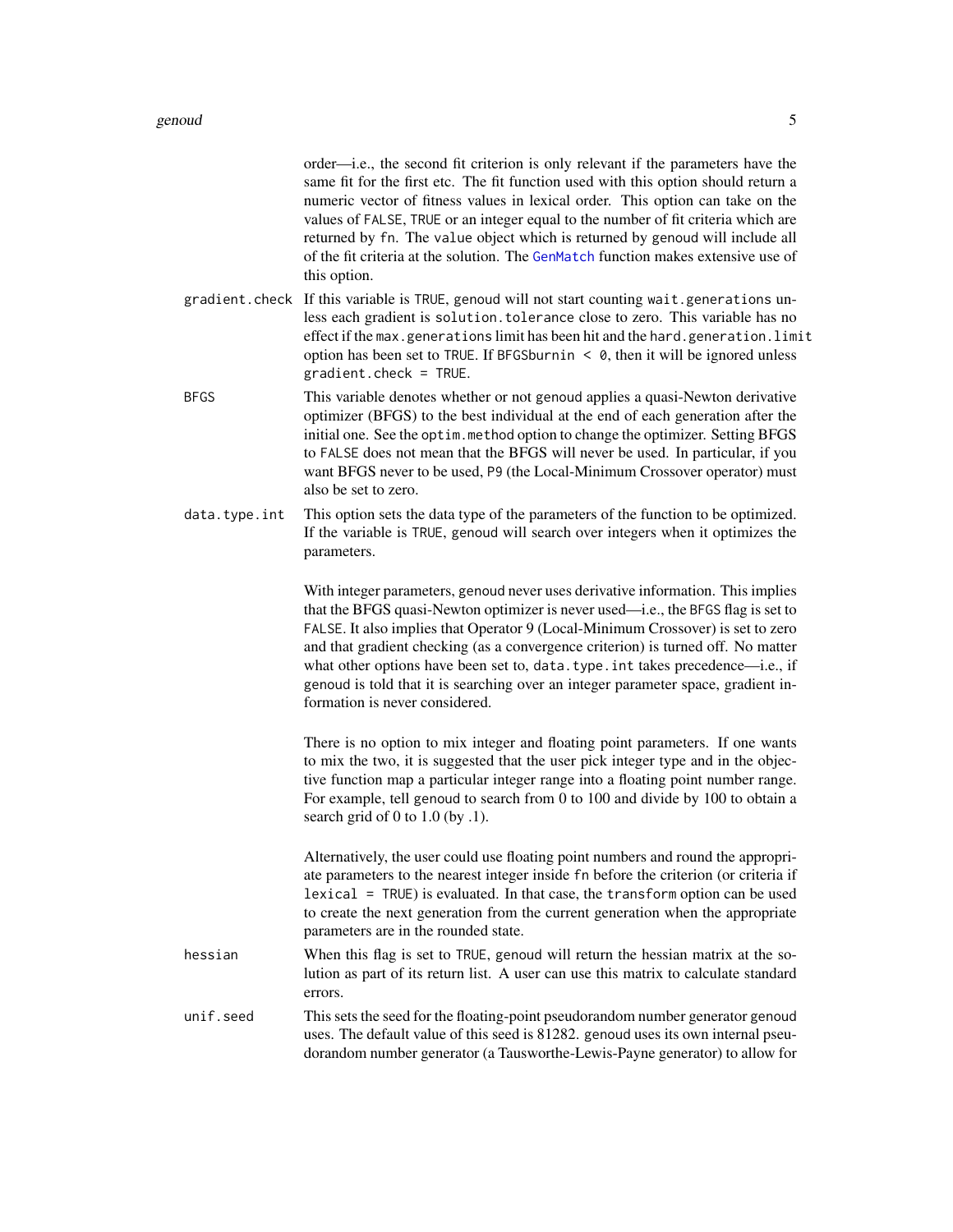order—i.e., the second fit criterion is only relevant if the parameters have the same fit for the first etc. The fit function used with this option should return a numeric vector of fitness values in lexical order. This option can take on the values of `FALSE`, `TRUE` or an integer equal to the number of fit criteria which are returned by `fn`. The `value` object which is returned by `genoud` will include all of the fit criteria at the solution. The `GenMatch` function makes extensive use of this option.

`gradient.check`
: If this variable is `TRUE`, `genoud` will not start counting `wait.generations` unless each gradient is `solution.tolerance` close to zero. This variable has no effect if the `max.generations` limit has been hit and the `hard.generation.limit` option has been set to `TRUE`. If `BFGSburnin < 0`, then it will be ignored unless `gradient.check = TRUE`.

`BFGS`
: This variable denotes whether or not `genoud` applies a quasi-Newton derivative optimizer (BFGS) to the best individual at the end of each generation after the initial one. See the `optim.method` option to change the optimizer. Setting BFGS to `FALSE` does not mean that the BFGS will never be used. In particular, if you want BFGS never to be used, `P9` (the Local-Minimum Crossover operator) must also be set to zero.

`data.type.int`
: This option sets the data type of the parameters of the function to be optimized. If the variable is `TRUE`, `genoud` will search over integers when it optimizes the parameters.

  With integer parameters, `genoud` never uses derivative information. This implies that the BFGS quasi-Newton optimizer is never used—i.e., the `BFGS` flag is set to `FALSE`. It also implies that Operator 9 (Local-Minimum Crossover) is set to zero and that gradient checking (as a convergence criterion) is turned off. No matter what other options have been set to, `data.type.int` takes precedence—i.e., if `genoud` is told that it is searching over an integer parameter space, gradient information is never considered.

  There is no option to mix integer and floating point parameters. If one wants to mix the two, it is suggested that the user pick integer type and in the objective function map a particular integer range into a floating point number range. For example, tell `genoud` to search from 0 to 100 and divide by 100 to obtain a search grid of 0 to 1.0 (by .1).

  Alternatively, the user could use floating point numbers and round the appropriate parameters to the nearest integer inside `fn` before the criterion (or criteria if `lexical = TRUE`) is evaluated. In that case, the `transform` option can be used to create the next generation from the current generation when the appropriate parameters are in the rounded state.

`hessian`
: When this flag is set to `TRUE`, `genoud` will return the hessian matrix at the solution as part of its return list. A user can use this matrix to calculate standard errors.

`unif.seed`
: This sets the seed for the floating-point pseudorandom number generator `genoud` uses. The default value of this seed is 81282. `genoud` uses its own internal pseudorandom number generator (a Tausworthe-Lewis-Payne generator) to allow for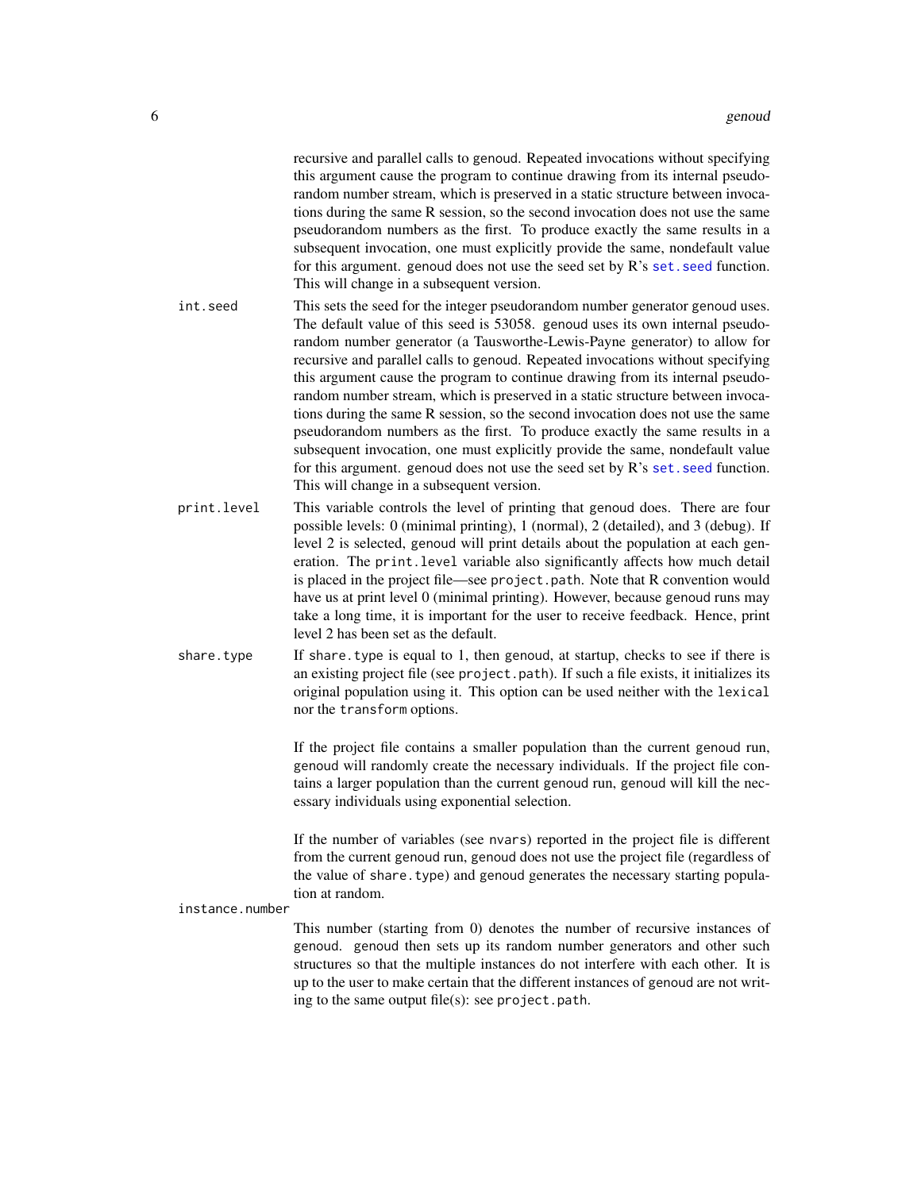recursive and parallel calls to genoud. Repeated invocations without specifying this argument cause the program to continue drawing from its internal pseudorandom number stream, which is preserved in a static structure between invocations during the same R session, so the second invocation does not use the same pseudorandom numbers as the first. To produce exactly the same results in a subsequent invocation, one must explicitly provide the same, nondefault value for this argument. genoud does not use the seed set by R's `set.seed` function. This will change in a subsequent version.

`int.seed`
: This sets the seed for the integer pseudorandom number generator genoud uses. The default value of this seed is 53058. genoud uses its own internal pseudorandom number generator (a Tausworthe-Lewis-Payne generator) to allow for recursive and parallel calls to genoud. Repeated invocations without specifying this argument cause the program to continue drawing from its internal pseudorandom number stream, which is preserved in a static structure between invocations during the same R session, so the second invocation does not use the same pseudorandom numbers as the first. To produce exactly the same results in a subsequent invocation, one must explicitly provide the same, nondefault value for this argument. genoud does not use the seed set by R's `set.seed` function. This will change in a subsequent version.

`print.level`
: This variable controls the level of printing that genoud does. There are four possible levels: 0 (minimal printing), 1 (normal), 2 (detailed), and 3 (debug). If level 2 is selected, genoud will print details about the population at each generation. The `print.level` variable also significantly affects how much detail is placed in the project file—see `project.path`. Note that R convention would have us at print level 0 (minimal printing). However, because genoud runs may take a long time, it is important for the user to receive feedback. Hence, print level 2 has been set as the default.

`share.type`
: If `share.type` is equal to 1, then genoud, at startup, checks to see if there is an existing project file (see `project.path`). If such a file exists, it initializes its original population using it. This option can be used neither with the `lexical` nor the `transform` options.

  If the project file contains a smaller population than the current genoud run, genoud will randomly create the necessary individuals. If the project file contains a larger population than the current genoud run, genoud will kill the necessary individuals using exponential selection.

  If the number of variables (see `nvars`) reported in the project file is different from the current genoud run, genoud does not use the project file (regardless of the value of `share.type`) and genoud generates the necessary starting population at random.

`instance.number`
: This number (starting from 0) denotes the number of recursive instances of genoud. genoud then sets up its random number generators and other such structures so that the multiple instances do not interfere with each other. It is up to the user to make certain that the different instances of genoud are not writing to the same output file(s): see `project.path`.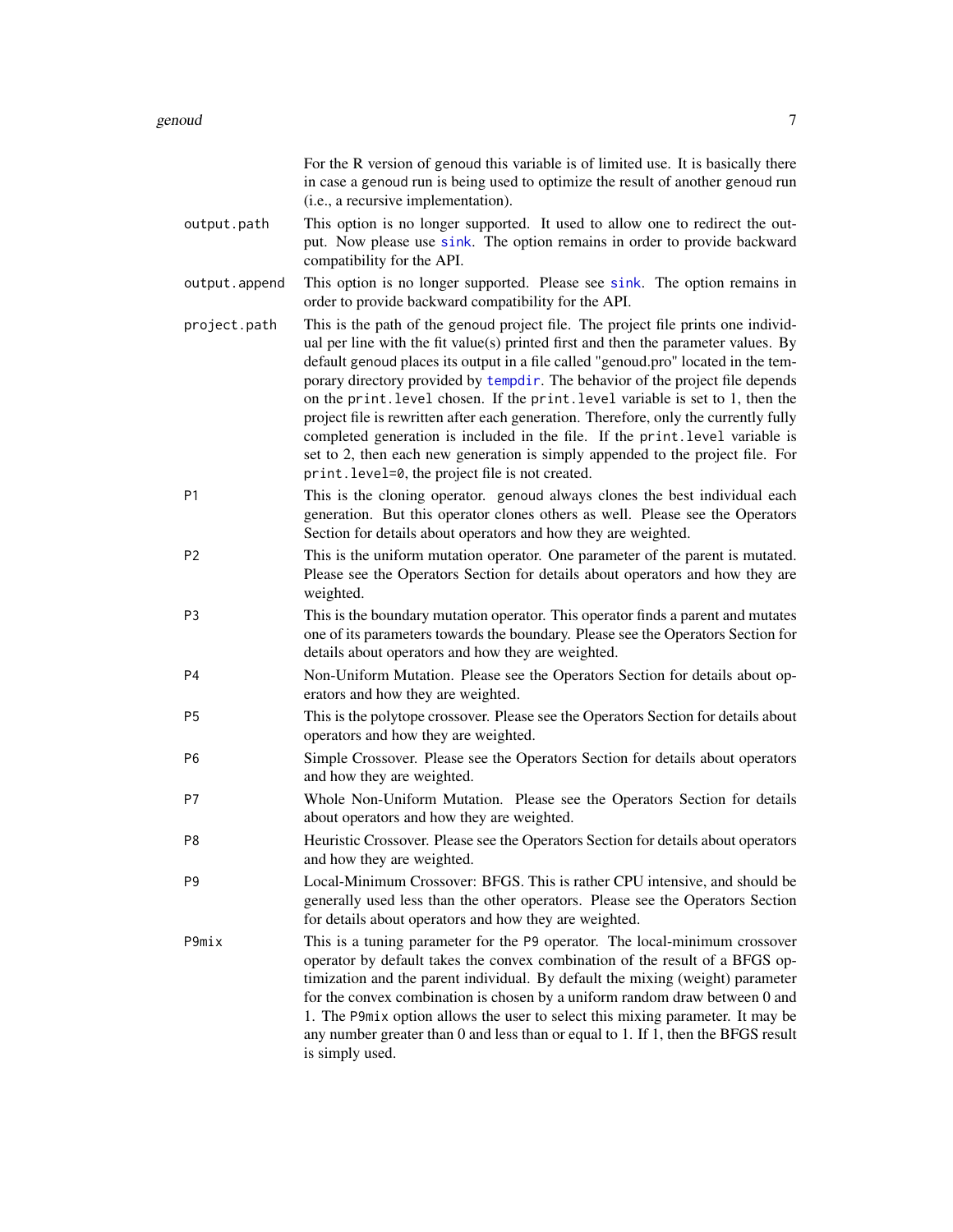For the R version of genoud this variable is of limited use. It is basically there in case a genoud run is being used to optimize the result of another genoud run (i.e., a recursive implementation).

`output.path`
: This option is no longer supported. It used to allow one to redirect the output. Now please use `sink`. The option remains in order to provide backward compatibility for the API.

`output.append`
: This option is no longer supported. Please see `sink`. The option remains in order to provide backward compatibility for the API.

`project.path`
: This is the path of the genoud project file. The project file prints one individual per line with the fit value(s) printed first and then the parameter values. By default genoud places its output in a file called "genoud.pro" located in the temporary directory provided by `tempdir`. The behavior of the project file depends on the `print.level` chosen. If the `print.level` variable is set to 1, then the project file is rewritten after each generation. Therefore, only the currently fully completed generation is included in the file. If the `print.level` variable is set to 2, then each new generation is simply appended to the project file. For `print.level=0`, the project file is not created.

`P1`
: This is the cloning operator. genoud always clones the best individual each generation. But this operator clones others as well. Please see the Operators Section for details about operators and how they are weighted.

`P2`
: This is the uniform mutation operator. One parameter of the parent is mutated. Please see the Operators Section for details about operators and how they are weighted.

`P3`
: This is the boundary mutation operator. This operator finds a parent and mutates one of its parameters towards the boundary. Please see the Operators Section for details about operators and how they are weighted.

`P4`
: Non-Uniform Mutation. Please see the Operators Section for details about operators and how they are weighted.

`P5`
: This is the polytope crossover. Please see the Operators Section for details about operators and how they are weighted.

`P6`
: Simple Crossover. Please see the Operators Section for details about operators and how they are weighted.

`P7`
: Whole Non-Uniform Mutation. Please see the Operators Section for details about operators and how they are weighted.

`P8`
: Heuristic Crossover. Please see the Operators Section for details about operators and how they are weighted.

`P9`
: Local-Minimum Crossover: BFGS. This is rather CPU intensive, and should be generally used less than the other operators. Please see the Operators Section for details about operators and how they are weighted.

`P9mix`
: This is a tuning parameter for the `P9` operator. The local-minimum crossover operator by default takes the convex combination of the result of a BFGS optimization and the parent individual. By default the mixing (weight) parameter for the convex combination is chosen by a uniform random draw between 0 and 1. The `P9mix` option allows the user to select this mixing parameter. It may be any number greater than 0 and less than or equal to 1. If 1, then the BFGS result is simply used.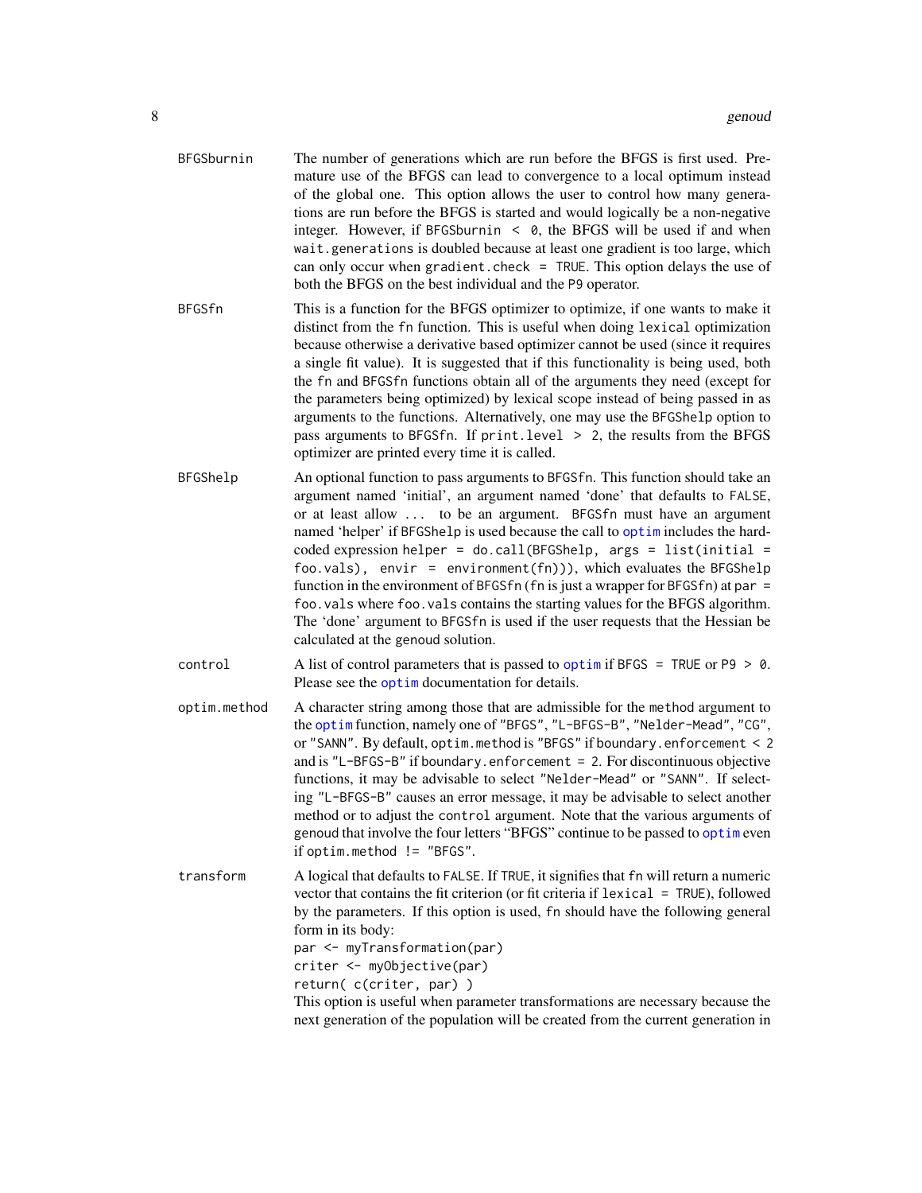**BFGSburnin** The number of generations which are run before the BFGS is first used. Premature use of the BFGS can lead to convergence to a local optimum instead of the global one. This option allows the user to control how many generations are run before the BFGS is started and would logically be a non-negative integer. However, if `BFGSburnin < 0`, the BFGS will be used if and when `wait.generations` is doubled because at least one gradient is too large, which can only occur when `gradient.check = TRUE`. This option delays the use of both the BFGS on the best individual and the `P9` operator.

**BFGSfn** This is a function for the BFGS optimizer to optimize, if one wants to make it distinct from the `fn` function. This is useful when doing `lexical` optimization because otherwise a derivative based optimizer cannot be used (since it requires a single fit value). It is suggested that if this functionality is being used, both the `fn` and `BFGSfn` functions obtain all of the arguments they need (except for the parameters being optimized) by lexical scope instead of being passed in as arguments to the functions. Alternatively, one may use the `BFGShelp` option to pass arguments to `BFGSfn`. If `print.level > 2`, the results from the BFGS optimizer are printed every time it is called.

**BFGShelp** An optional function to pass arguments to `BFGSfn`. This function should take an argument named 'initial', an argument named 'done' that defaults to `FALSE`, or at least allow `...` to be an argument. `BFGSfn` must have an argument named 'helper' if `BFGShelp` is used because the call to `optim` includes the hard-coded expression `helper = do.call(BFGShelp, args = list(initial = foo.vals), envir = environment(fn)))`, which evaluates the `BFGShelp` function in the environment of `BFGSfn` (`fn` is just a wrapper for `BFGSfn`) at `par = foo.vals` where `foo.vals` contains the starting values for the BFGS algorithm. The 'done' argument to `BFGSfn` is used if the user requests that the Hessian be calculated at the genoud solution.

**control** A list of control parameters that is passed to `optim` if `BFGS = TRUE` or `P9 > 0`. Please see the `optim` documentation for details.

**optim.method** A character string among those that are admissible for the `method` argument to the `optim` function, namely one of `"BFGS"`, `"L-BFGS-B"`, `"Nelder-Mead"`, `"CG"`, or `"SANN"`. By default, `optim.method` is `"BFGS"` if `boundary.enforcement < 2` and is `"L-BFGS-B"` if `boundary.enforcement = 2`. For discontinuous objective functions, it may be advisable to select `"Nelder-Mead"` or `"SANN"`. If selecting `"L-BFGS-B"` causes an error message, it may be advisable to select another method or to adjust the `control` argument. Note that the various arguments of genoud that involve the four letters "BFGS" continue to be passed to `optim` even if `optim.method != "BFGS"`.

**transform** A logical that defaults to `FALSE`. If `TRUE`, it signifies that `fn` will return a numeric vector that contains the fit criterion (or fit criteria if `lexical = TRUE`), followed by the parameters. If this option is used, `fn` should have the following general form in its body:

```
par <- myTransformation(par)
criter <- myObjective(par)
return( c(criter, par) )
```

This option is useful when parameter transformations are necessary because the next generation of the population will be created from the current generation in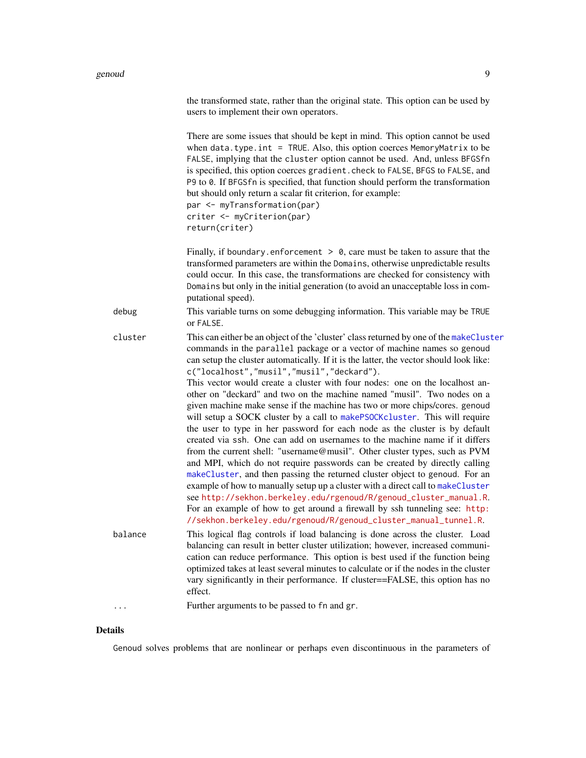the transformed state, rather than the original state. This option can be used by users to implement their own operators.

There are some issues that should be kept in mind. This option cannot be used when `data.type.int = TRUE`. Also, this option coerces `MemoryMatrix` to be `FALSE`, implying that the `cluster` option cannot be used. And, unless `BFGSfn` is specified, this option coerces `gradient.check` to `FALSE`, `BFGS` to `FALSE`, and `P9` to `0`. If `BFGSfn` is specified, that function should perform the transformation but should only return a scalar fit criterion, for example:

```
par <- myTransformation(par)
criter <- myCriterion(par)
return(criter)
```

Finally, if `boundary.enforcement > 0`, care must be taken to assure that the transformed parameters are within the `Domains`, otherwise unpredictable results could occur. In this case, the transformations are checked for consistency with `Domains` but only in the initial generation (to avoid an unacceptable loss in computational speed).

**debug** This variable turns on some debugging information. This variable may be `TRUE` or `FALSE`.

**cluster** This can either be an object of the 'cluster' class returned by one of the `makeCluster` commands in the `parallel` package or a vector of machine names so genoud can setup the cluster automatically. If it is the latter, the vector should look like: `c("localhost","musil","musil","deckard")`.
This vector would create a cluster with four nodes: one on the localhost another on "deckard" and two on the machine named "musil". Two nodes on a given machine make sense if the machine has two or more chips/cores. genoud will setup a SOCK cluster by a call to `makePSOCKcluster`. This will require the user to type in her password for each node as the cluster is by default created via `ssh`. One can add on usernames to the machine name if it differs from the current shell: "username@musil". Other cluster types, such as PVM and MPI, which do not require passwords can be created by directly calling `makeCluster`, and then passing the returned cluster object to genoud. For an example of how to manually setup up a cluster with a direct call to `makeCluster` see http://sekhon.berkeley.edu/rgenoud/R/genoud_cluster_manual.R. For an example of how to get around a firewall by ssh tunneling see: http://sekhon.berkeley.edu/rgenoud/R/genoud_cluster_manual_tunnel.R.

**balance** This logical flag controls if load balancing is done across the cluster. Load balancing can result in better cluster utilization; however, increased communication can reduce performance. This option is best used if the function being optimized takes at least several minutes to calculate or if the nodes in the cluster vary significantly in their performance. If cluster==FALSE, this option has no effect.

**...** Further arguments to be passed to `fn` and `gr`.

## Details

Genoud solves problems that are nonlinear or perhaps even discontinuous in the parameters of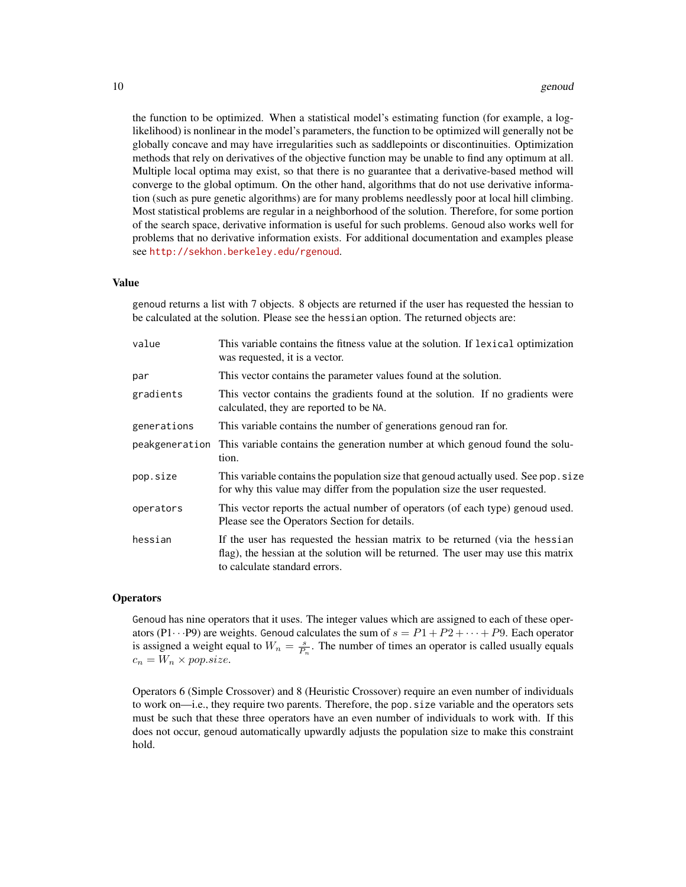the function to be optimized. When a statistical model's estimating function (for example, a log-likelihood) is nonlinear in the model's parameters, the function to be optimized will generally not be globally concave and may have irregularities such as saddlepoints or discontinuities. Optimization methods that rely on derivatives of the objective function may be unable to find any optimum at all. Multiple local optima may exist, so that there is no guarantee that a derivative-based method will converge to the global optimum. On the other hand, algorithms that do not use derivative information (such as pure genetic algorithms) are for many problems needlessly poor at local hill climbing. Most statistical problems are regular in a neighborhood of the solution. Therefore, for some portion of the search space, derivative information is useful for such problems. Genoud also works well for problems that no derivative information exists. For additional documentation and examples please see http://sekhon.berkeley.edu/rgenoud.

## Value

genoud returns a list with 7 objects. 8 objects are returned if the user has requested the hessian to be calculated at the solution. Please see the hessian option. The returned objects are:

| | |
|---|---|
| value | This variable contains the fitness value at the solution. If lexical optimization was requested, it is a vector. |
| par | This vector contains the parameter values found at the solution. |
| gradients | This vector contains the gradients found at the solution. If no gradients were calculated, they are reported to be NA. |
| generations | This variable contains the number of generations genoud ran for. |
| peakgeneration | This variable contains the generation number at which genoud found the solution. |
| pop.size | This variable contains the population size that genoud actually used. See pop.size for why this value may differ from the population size the user requested. |
| operators | This vector reports the actual number of operators (of each type) genoud used. Please see the Operators Section for details. |
| hessian | If the user has requested the hessian matrix to be returned (via the hessian flag), the hessian at the solution will be returned. The user may use this matrix to calculate standard errors. |

## Operators

Genoud has nine operators that it uses. The integer values which are assigned to each of these operators ($P1 \cdots P9$) are weights. Genoud calculates the sum of $s = P1 + P2 + \cdots + P9$. Each operator is assigned a weight equal to $W_n = \frac{s}{P_n}$. The number of times an operator is called usually equals $c_n = W_n \times pop.size$.

Operators 6 (Simple Crossover) and 8 (Heuristic Crossover) require an even number of individuals to work on—i.e., they require two parents. Therefore, the pop.size variable and the operators sets must be such that these three operators have an even number of individuals to work with. If this does not occur, genoud automatically upwardly adjusts the population size to make this constraint hold.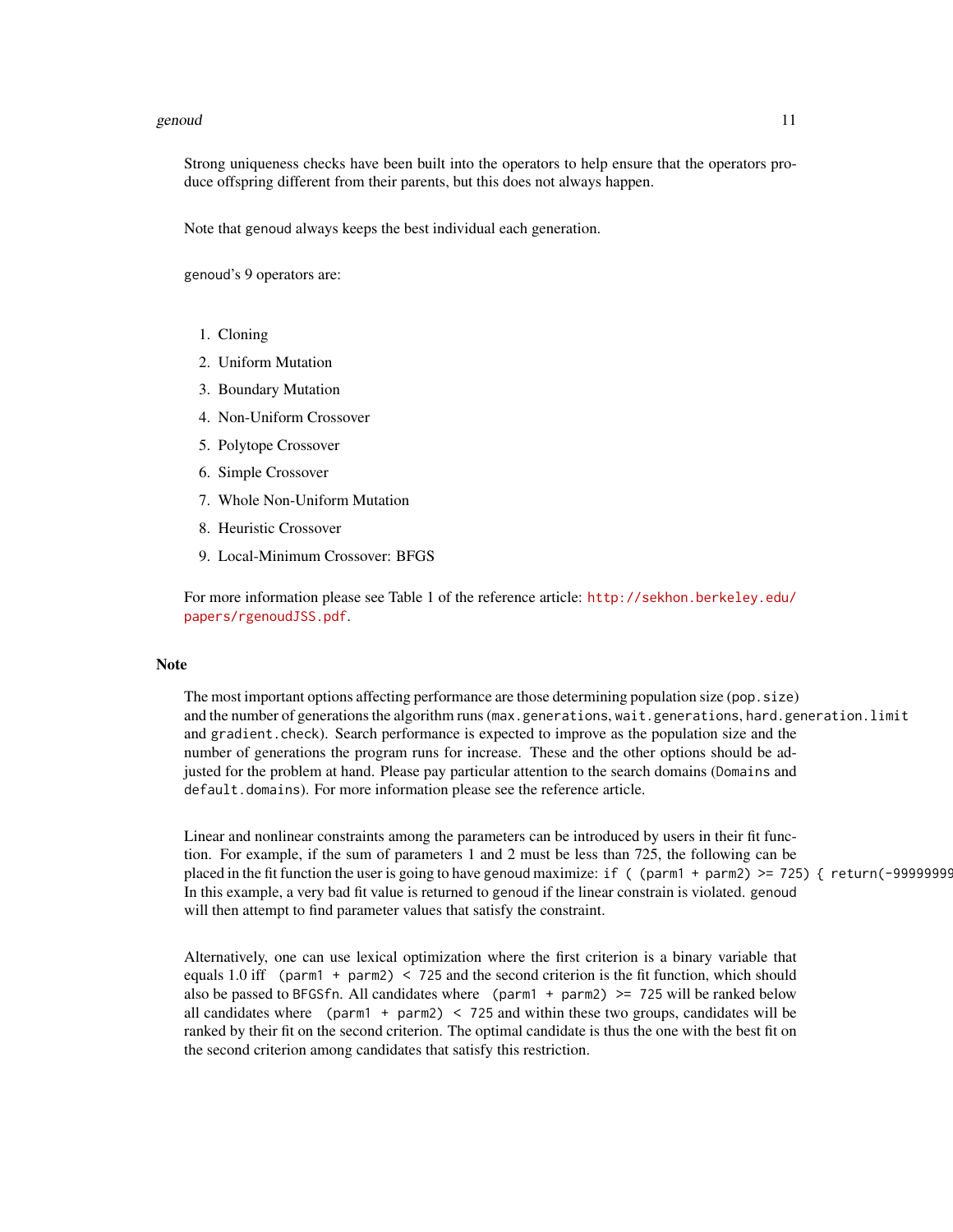Strong uniqueness checks have been built into the operators to help ensure that the operators produce offspring different from their parents, but this does not always happen.

Note that `genoud` always keeps the best individual each generation.

`genoud`'s 9 operators are:

1. Cloning
2. Uniform Mutation
3. Boundary Mutation
4. Non-Uniform Crossover
5. Polytope Crossover
6. Simple Crossover
7. Whole Non-Uniform Mutation
8. Heuristic Crossover
9. Local-Minimum Crossover: BFGS

For more information please see Table 1 of the reference article: http://sekhon.berkeley.edu/papers/rgenoudJSS.pdf.

## Note

The most important options affecting performance are those determining population size (`pop.size`) and the number of generations the algorithm runs (`max.generations`, `wait.generations`, `hard.generation.limit` and `gradient.check`). Search performance is expected to improve as the population size and the number of generations the program runs for increase. These and the other options should be adjusted for the problem at hand. Please pay particular attention to the search domains (`Domains` and `default.domains`). For more information please see the reference article.

Linear and nonlinear constraints among the parameters can be introduced by users in their fit function. For example, if the sum of parameters 1 and 2 must be less than 725, the following can be placed in the fit function the user is going to have `genoud` maximize: `if ( (parm1 + parm2) >= 725) { return(-99999999`. In this example, a very bad fit value is returned to `genoud` if the linear constrain is violated. `genoud` will then attempt to find parameter values that satisfy the constraint.

Alternatively, one can use lexical optimization where the first criterion is a binary variable that equals 1.0 iff `(parm1 + parm2) < 725` and the second criterion is the fit function, which should also be passed to `BFGSfn`. All candidates where `(parm1 + parm2) >= 725` will be ranked below all candidates where `(parm1 + parm2) < 725` and within these two groups, candidates will be ranked by their fit on the second criterion. The optimal candidate is thus the one with the best fit on the second criterion among candidates that satisfy this restriction.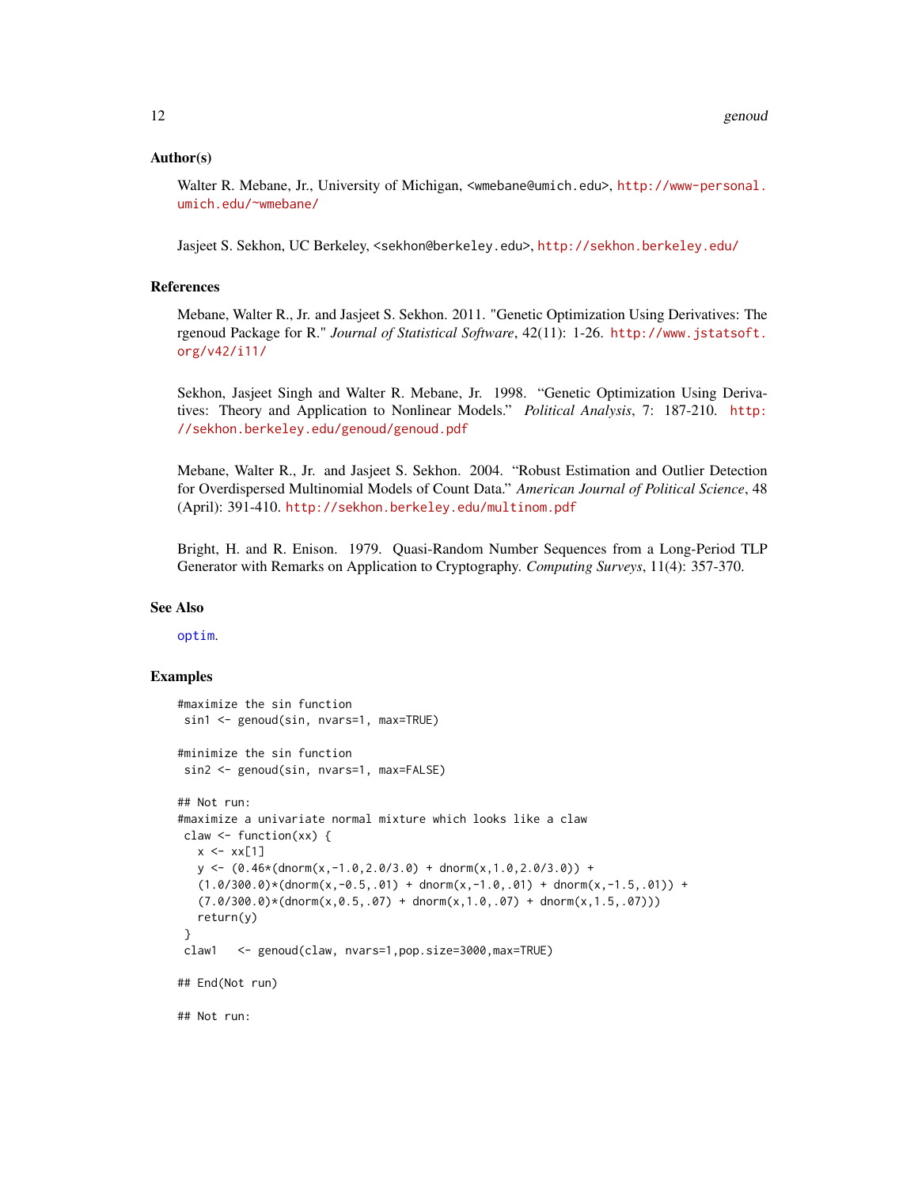### Author(s)

Walter R. Mebane, Jr., University of Michigan, <wmebane@umich.edu>, http://www-personal.umich.edu/~wmebane/

Jasjeet S. Sekhon, UC Berkeley, <sekhon@berkeley.edu>, http://sekhon.berkeley.edu/

### References

Mebane, Walter R., Jr. and Jasjeet S. Sekhon. 2011. "Genetic Optimization Using Derivatives: The rgenoud Package for R." *Journal of Statistical Software*, 42(11): 1-26. http://www.jstatsoft.org/v42/i11/

Sekhon, Jasjeet Singh and Walter R. Mebane, Jr. 1998. "Genetic Optimization Using Derivatives: Theory and Application to Nonlinear Models." *Political Analysis*, 7: 187-210. http://sekhon.berkeley.edu/genoud/genoud.pdf

Mebane, Walter R., Jr. and Jasjeet S. Sekhon. 2004. "Robust Estimation and Outlier Detection for Overdispersed Multinomial Models of Count Data." *American Journal of Political Science*, 48 (April): 391-410. http://sekhon.berkeley.edu/multinom.pdf

Bright, H. and R. Enison. 1979. Quasi-Random Number Sequences from a Long-Period TLP Generator with Remarks on Application to Cryptography. *Computing Surveys*, 11(4): 357-370.

### See Also

optim.

### Examples

```
#maximize the sin function
 sin1 <- genoud(sin, nvars=1, max=TRUE)

#minimize the sin function
 sin2 <- genoud(sin, nvars=1, max=FALSE)

## Not run:
#maximize a univariate normal mixture which looks like a claw
 claw <- function(xx) {
   x <- xx[1]
   y <- (0.46*(dnorm(x,-1.0,2.0/3.0) + dnorm(x,1.0,2.0/3.0)) +
   (1.0/300.0)*(dnorm(x,-0.5,.01) + dnorm(x,-1.0,.01) + dnorm(x,-1.5,.01)) +
   (7.0/300.0)*(dnorm(x,0.5,.07) + dnorm(x,1.0,.07) + dnorm(x,1.5,.07)))
   return(y)
 }
 claw1   <- genoud(claw, nvars=1,pop.size=3000,max=TRUE)

## End(Not run)

## Not run:
```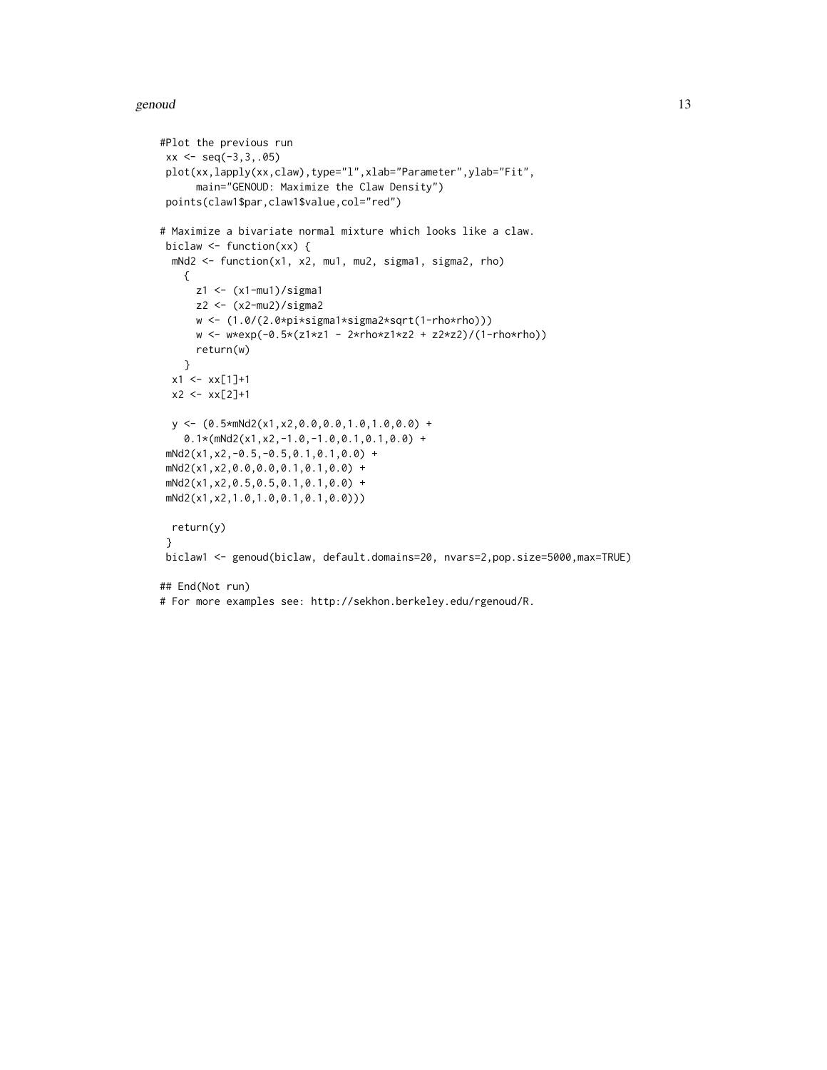```
#Plot the previous run
 xx <- seq(-3,3,.05)
 plot(xx,lapply(xx,claw),type="l",xlab="Parameter",ylab="Fit",
      main="GENOUD: Maximize the Claw Density")
 points(claw1$par,claw1$value,col="red")

# Maximize a bivariate normal mixture which looks like a claw.
 biclaw <- function(xx) {
  mNd2 <- function(x1, x2, mu1, mu2, sigma1, sigma2, rho)
    {
      z1 <- (x1-mu1)/sigma1
      z2 <- (x2-mu2)/sigma2
      w <- (1.0/(2.0*pi*sigma1*sigma2*sqrt(1-rho*rho)))
      w <- w*exp(-0.5*(z1*z1 - 2*rho*z1*z2 + z2*z2)/(1-rho*rho))
      return(w)
    }
  x1 <- xx[1]+1
  x2 <- xx[2]+1

  y <- (0.5*mNd2(x1,x2,0.0,0.0,1.0,1.0,0.0) +
    0.1*(mNd2(x1,x2,-1.0,-1.0,0.1,0.1,0.0) +
 mNd2(x1,x2,-0.5,-0.5,0.1,0.1,0.0) +
 mNd2(x1,x2,0.0,0.0,0.1,0.1,0.0) +
 mNd2(x1,x2,0.5,0.5,0.1,0.1,0.0) +
 mNd2(x1,x2,1.0,1.0,0.1,0.1,0.0)))

  return(y)
 }
 biclaw1 <- genoud(biclaw, default.domains=20, nvars=2,pop.size=5000,max=TRUE)

## End(Not run)
# For more examples see: http://sekhon.berkeley.edu/rgenoud/R.
```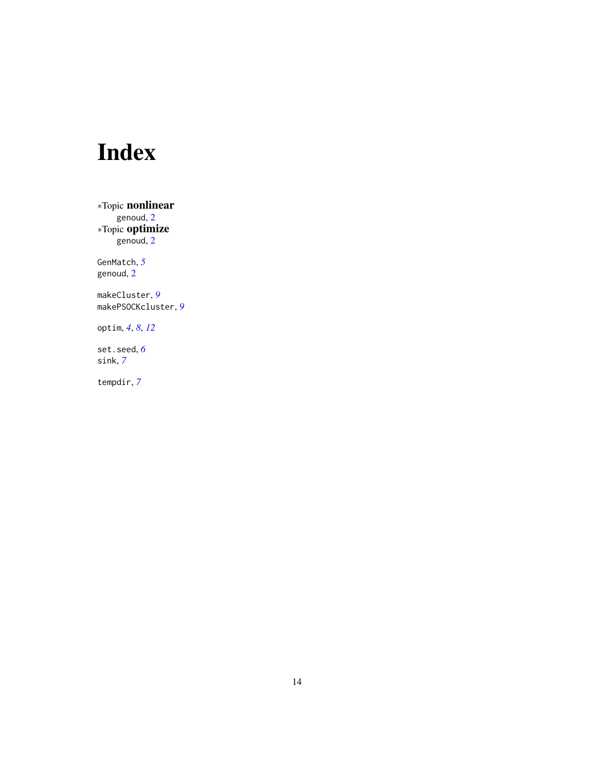# Index

∗Topic **nonlinear**
  genoud, 2
∗Topic **optimize**
  genoud, 2

GenMatch, *5*
genoud, 2

makeCluster, *9*
makePSOCKcluster, *9*

optim, *4*, *8*, *12*

set.seed, *6*
sink, *7*

tempdir, *7*